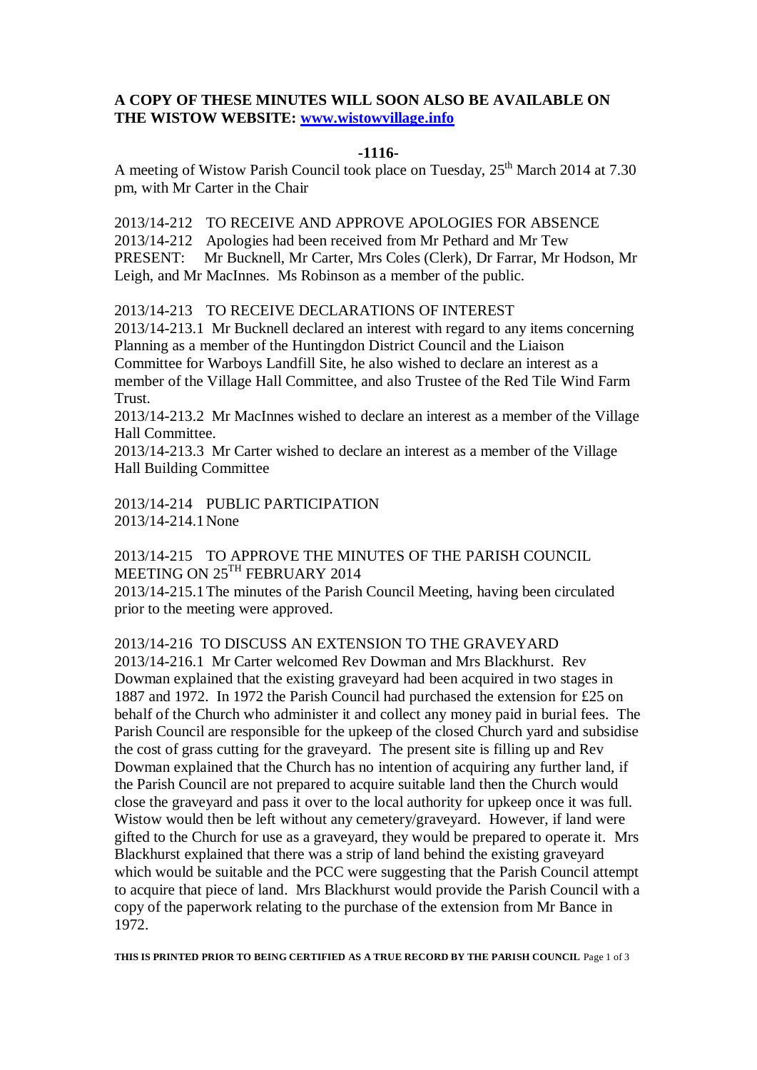**A COPY OF THESE MINUTES WILL SOON ALSO BE AVAILABLE ON THE WISTOW WEBSITE: [www.wistowvillage.info](http://www.wistowvillage.info)**

**-1116-**

A meeting of Wistow Parish Council took place on Tuesday, 25th March 2014 at 7.30 pm, with Mr Carter in the Chair

2013/14-212 TO RECEIVE AND APPROVE APOLOGIES FOR ABSENCE

2013/14-212 Apologies had been received from Mr Pethard and Mr Tew

PRESENT: Mr Bucknell, Mr Carter, Mrs Coles (Clerk), Dr Farrar, Mr Hodson, Mr Leigh, and Mr MacInnes. Ms Robinson as a member of the public.

2013/14-213 TO RECEIVE DECLARATIONS OF INTEREST

2013/14-213.1 Mr Bucknell declared an interest with regard to any items concerning Planning as a member of the Huntingdon District Council and the Liaison Committee for Warboys Landfill Site, he also wished to declare an interest as a member of the Village Hall Committee, and also Trustee of the Red Tile Wind Farm Trust.

2013/14-213.2 Mr MacInnes wished to declare an interest as a member of the Village Hall Committee.

2013/14-213.3 Mr Carter wished to declare an interest as a member of the Village Hall Building Committee

2013/14-214 PUBLIC PARTICIPATION

2013/14-214.1 None

2013/14-215 TO APPROVE THE MINUTES OF THE PARISH COUNCIL MEETING ON 25TH FEBRUARY 2014

2013/14-215.1 The minutes of the Parish Council Meeting, having been circulated prior to the meeting were approved.

2013/14-216 TO DISCUSS AN EXTENSION TO THE GRAVEYARD

2013/14-216.1 Mr Carter welcomed Rev Dowman and Mrs Blackhurst. Rev Dowman explained that the existing graveyard had been acquired in two stages in 1887 and 1972. In 1972 the Parish Council had purchased the extension for £25 on behalf of the Church who administer it and collect any money paid in burial fees. The Parish Council are responsible for the upkeep of the closed Church yard and subsidise the cost of grass cutting for the graveyard. The present site is filling up and Rev Dowman explained that the Church has no intention of acquiring any further land, if the Parish Council are not prepared to acquire suitable land then the Church would close the graveyard and pass it over to the local authority for upkeep once it was full. Wistow would then be left without any cemetery/graveyard. However, if land were gifted to the Church for use as a graveyard, they would be prepared to operate it. Mrs Blackhurst explained that there was a strip of land behind the existing graveyard which would be suitable and the PCC were suggesting that the Parish Council attempt to acquire that piece of land. Mrs Blackhurst would provide the Parish Council with a copy of the paperwork relating to the purchase of the extension from Mr Bance in 1972.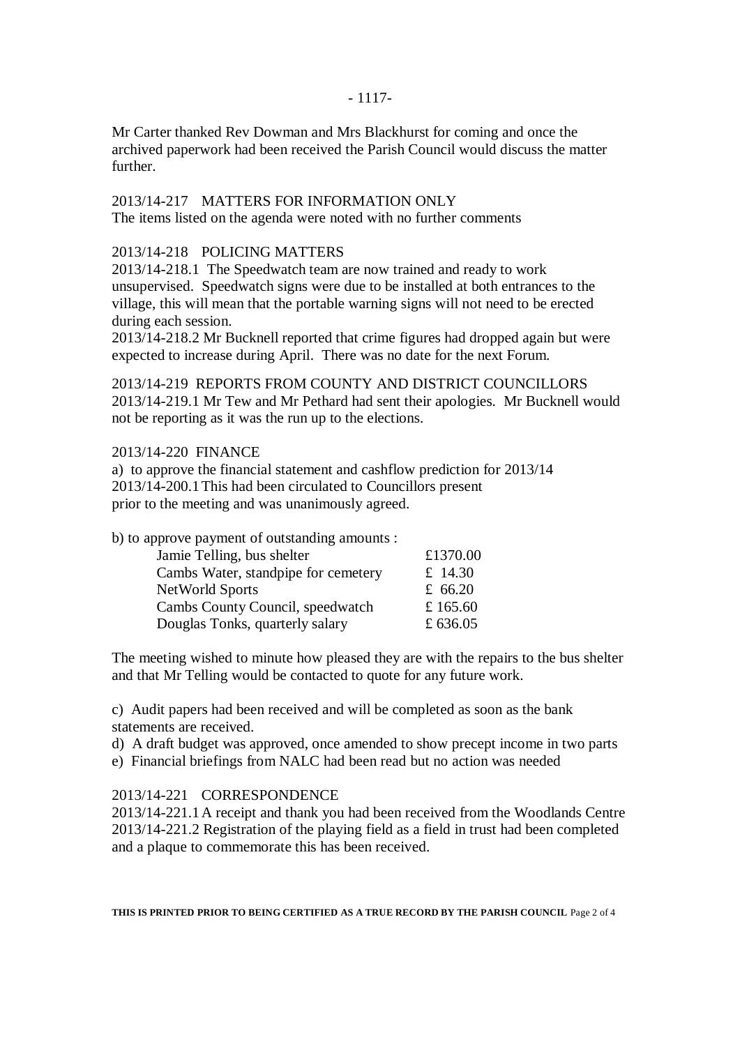Mr Carter thanked Rev Dowman and Mrs Blackhurst for coming and once the archived paperwork had been received the Parish Council would discuss the matter further.

2013/14-217 MATTERS FOR INFORMATION ONLY
The items listed on the agenda were noted with no further comments

2013/14-218 POLICING MATTERS
2013/14-218.1 The Speedwatch team are now trained and ready to work unsupervised. Speedwatch signs were due to be installed at both entrances to the village, this will mean that the portable warning signs will not need to be erected during each session.
2013/14-218.2 Mr Bucknell reported that crime figures had dropped again but were expected to increase during April. There was no date for the next Forum.

2013/14-219 REPORTS FROM COUNTY AND DISTRICT COUNCILLORS
2013/14-219.1 Mr Tew and Mr Pethard had sent their apologies. Mr Bucknell would not be reporting as it was the run up to the elections.

2013/14-220 FINANCE
a) to approve the financial statement and cashflow prediction for 2013/14
2013/14-200.1 This had been circulated to Councillors present prior to the meeting and was unanimously agreed.

b) to approve payment of outstanding amounts :

| | |
|---|---|
| Jamie Telling, bus shelter | £1370.00 |
| Cambs Water, standpipe for cemetery | £ 14.30 |
| NetWorld Sports | £ 66.20 |
| Cambs County Council, speedwatch | £ 165.60 |
| Douglas Tonks, quarterly salary | £ 636.05 |

The meeting wished to minute how pleased they are with the repairs to the bus shelter and that Mr Telling would be contacted to quote for any future work.

c) Audit papers had been received and will be completed as soon as the bank statements are received.
d) A draft budget was approved, once amended to show precept income in two parts
e) Financial briefings from NALC had been read but no action was needed

2013/14-221 CORRESPONDENCE
2013/14-221.1 A receipt and thank you had been received from the Woodlands Centre
2013/14-221.2 Registration of the playing field as a field in trust had been completed and a plaque to commemorate this has been received.

**THIS IS PRINTED PRIOR TO BEING CERTIFIED AS A TRUE RECORD BY THE PARISH COUNCIL**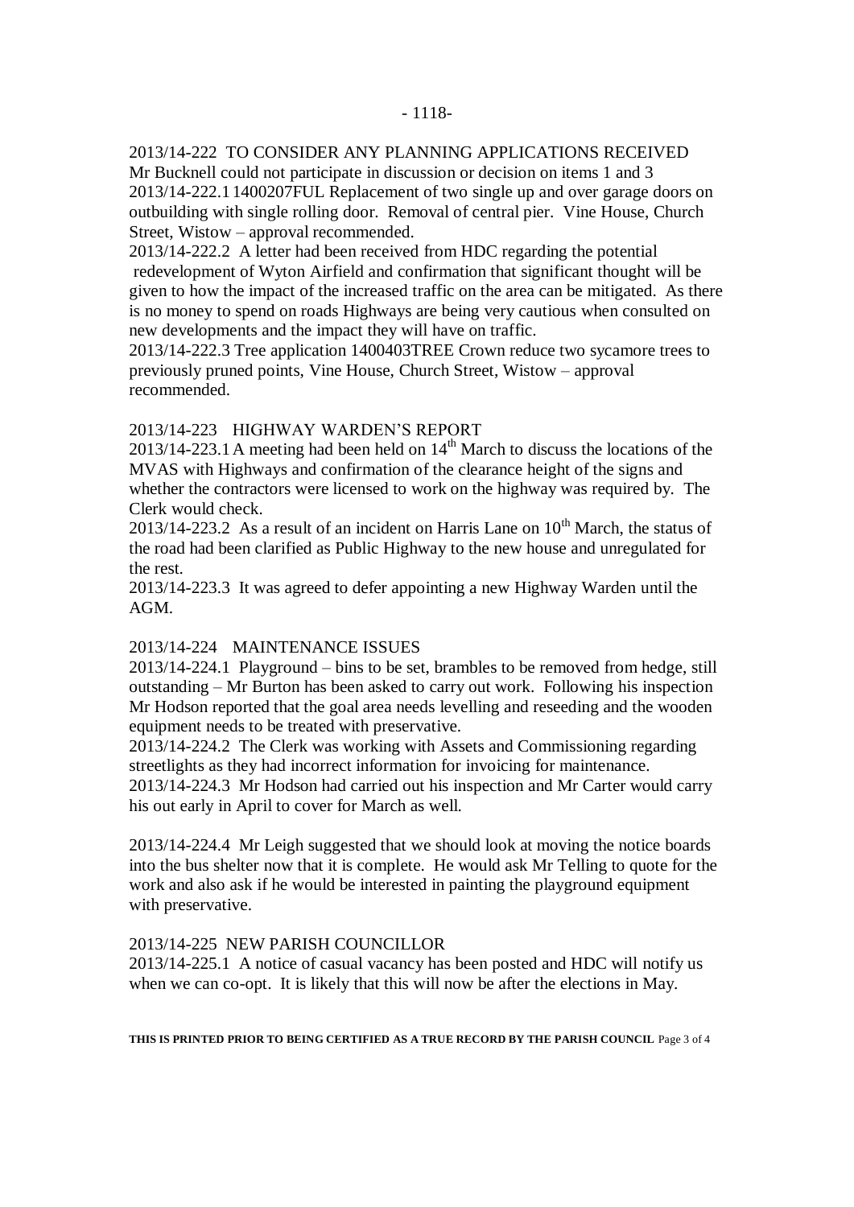2013/14-222 TO CONSIDER ANY PLANNING APPLICATIONS RECEIVED
Mr Bucknell could not participate in discussion or decision on items 1 and 3
2013/14-222.1 1400207FUL Replacement of two single up and over garage doors on outbuilding with single rolling door. Removal of central pier. Vine House, Church Street, Wistow – approval recommended.
2013/14-222.2 A letter had been received from HDC regarding the potential redevelopment of Wyton Airfield and confirmation that significant thought will be given to how the impact of the increased traffic on the area can be mitigated. As there is no money to spend on roads Highways are being very cautious when consulted on new developments and the impact they will have on traffic.
2013/14-222.3 Tree application 1400403TREE Crown reduce two sycamore trees to previously pruned points, Vine House, Church Street, Wistow – approval recommended.

2013/14-223 HIGHWAY WARDEN'S REPORT
2013/14-223.1 A meeting had been held on 14th March to discuss the locations of the MVAS with Highways and confirmation of the clearance height of the signs and whether the contractors were licensed to work on the highway was required by. The Clerk would check.
2013/14-223.2 As a result of an incident on Harris Lane on 10th March, the status of the road had been clarified as Public Highway to the new house and unregulated for the rest.
2013/14-223.3 It was agreed to defer appointing a new Highway Warden until the AGM.

2013/14-224 MAINTENANCE ISSUES
2013/14-224.1 Playground – bins to be set, brambles to be removed from hedge, still outstanding – Mr Burton has been asked to carry out work. Following his inspection Mr Hodson reported that the goal area needs levelling and reseeding and the wooden equipment needs to be treated with preservative.
2013/14-224.2 The Clerk was working with Assets and Commissioning regarding streetlights as they had incorrect information for invoicing for maintenance.
2013/14-224.3 Mr Hodson had carried out his inspection and Mr Carter would carry his out early in April to cover for March as well.

2013/14-224.4 Mr Leigh suggested that we should look at moving the notice boards into the bus shelter now that it is complete. He would ask Mr Telling to quote for the work and also ask if he would be interested in painting the playground equipment with preservative.

2013/14-225 NEW PARISH COUNCILLOR
2013/14-225.1 A notice of casual vacancy has been posted and HDC will notify us when we can co-opt. It is likely that this will now be after the elections in May.

**THIS IS PRINTED PRIOR TO BEING CERTIFIED AS A TRUE RECORD BY THE PARISH COUNCIL**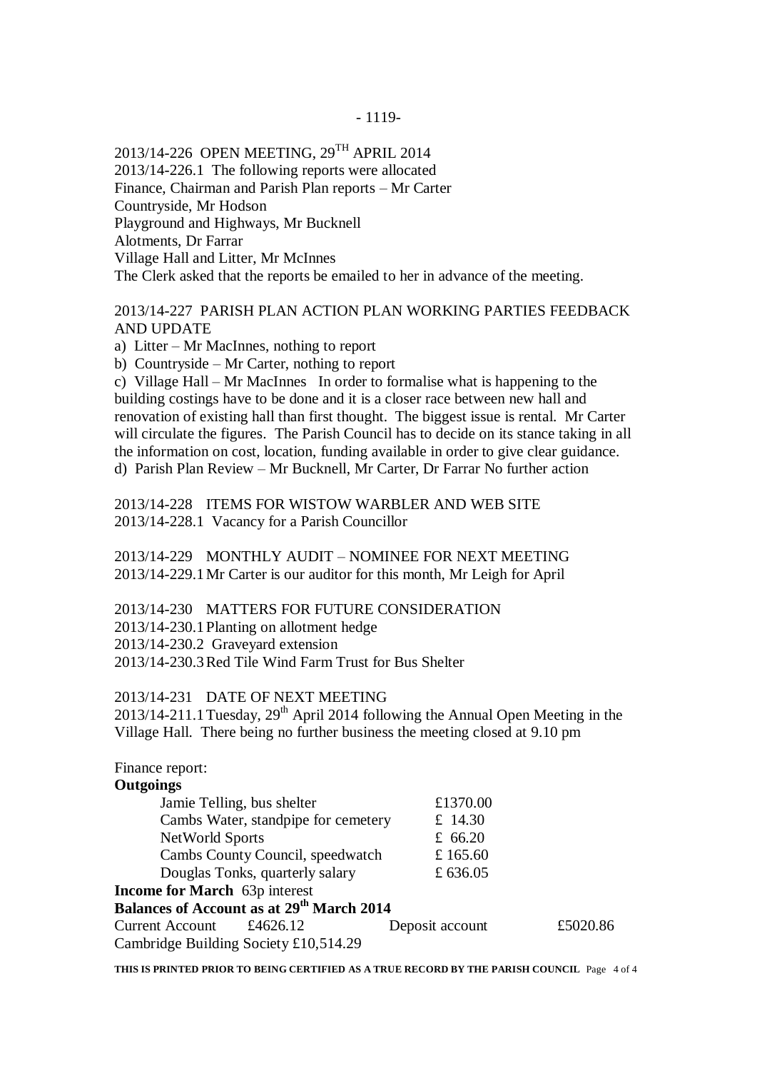2013/14-226 OPEN MEETING, 29TH APRIL 2014

2013/14-226.1 The following reports were allocated
Finance, Chairman and Parish Plan reports – Mr Carter
Countryside, Mr Hodson
Playground and Highways, Mr Bucknell
Alotments, Dr Farrar
Village Hall and Litter, Mr McInnes
The Clerk asked that the reports be emailed to her in advance of the meeting.

2013/14-227 PARISH PLAN ACTION PLAN WORKING PARTIES FEEDBACK AND UPDATE

a) Litter – Mr MacInnes, nothing to report
b) Countryside – Mr Carter, nothing to report
c) Village Hall – Mr MacInnes In order to formalise what is happening to the building costings have to be done and it is a closer race between new hall and renovation of existing hall than first thought. The biggest issue is rental. Mr Carter will circulate the figures. The Parish Council has to decide on its stance taking in all the information on cost, location, funding available in order to give clear guidance.
d) Parish Plan Review – Mr Bucknell, Mr Carter, Dr Farrar No further action

2013/14-228 ITEMS FOR WISTOW WARBLER AND WEB SITE

2013/14-228.1 Vacancy for a Parish Councillor

2013/14-229 MONTHLY AUDIT – NOMINEE FOR NEXT MEETING

2013/14-229.1 Mr Carter is our auditor for this month, Mr Leigh for April

2013/14-230 MATTERS FOR FUTURE CONSIDERATION

2013/14-230.1 Planting on allotment hedge
2013/14-230.2 Graveyard extension
2013/14-230.3 Red Tile Wind Farm Trust for Bus Shelter

2013/14-231 DATE OF NEXT MEETING

2013/14-211.1 Tuesday, 29th April 2014 following the Annual Open Meeting in the Village Hall. There being no further business the meeting closed at 9.10 pm

Finance report:

**Outgoings**

| | |
|---|---|
| Jamie Telling, bus shelter | £1370.00 |
| Cambs Water, standpipe for cemetery | £ 14.30 |
| NetWorld Sports | £ 66.20 |
| Cambs County Council, speedwatch | £ 165.60 |
| Douglas Tonks, quarterly salary | £ 636.05 |

**Income for March** 63p interest

**Balances of Account as at 29th March 2014**

Current Account £4626.12 Deposit account £5020.86
Cambridge Building Society £10,514.29

**THIS IS PRINTED PRIOR TO BEING CERTIFIED AS A TRUE RECORD BY THE PARISH COUNCIL**